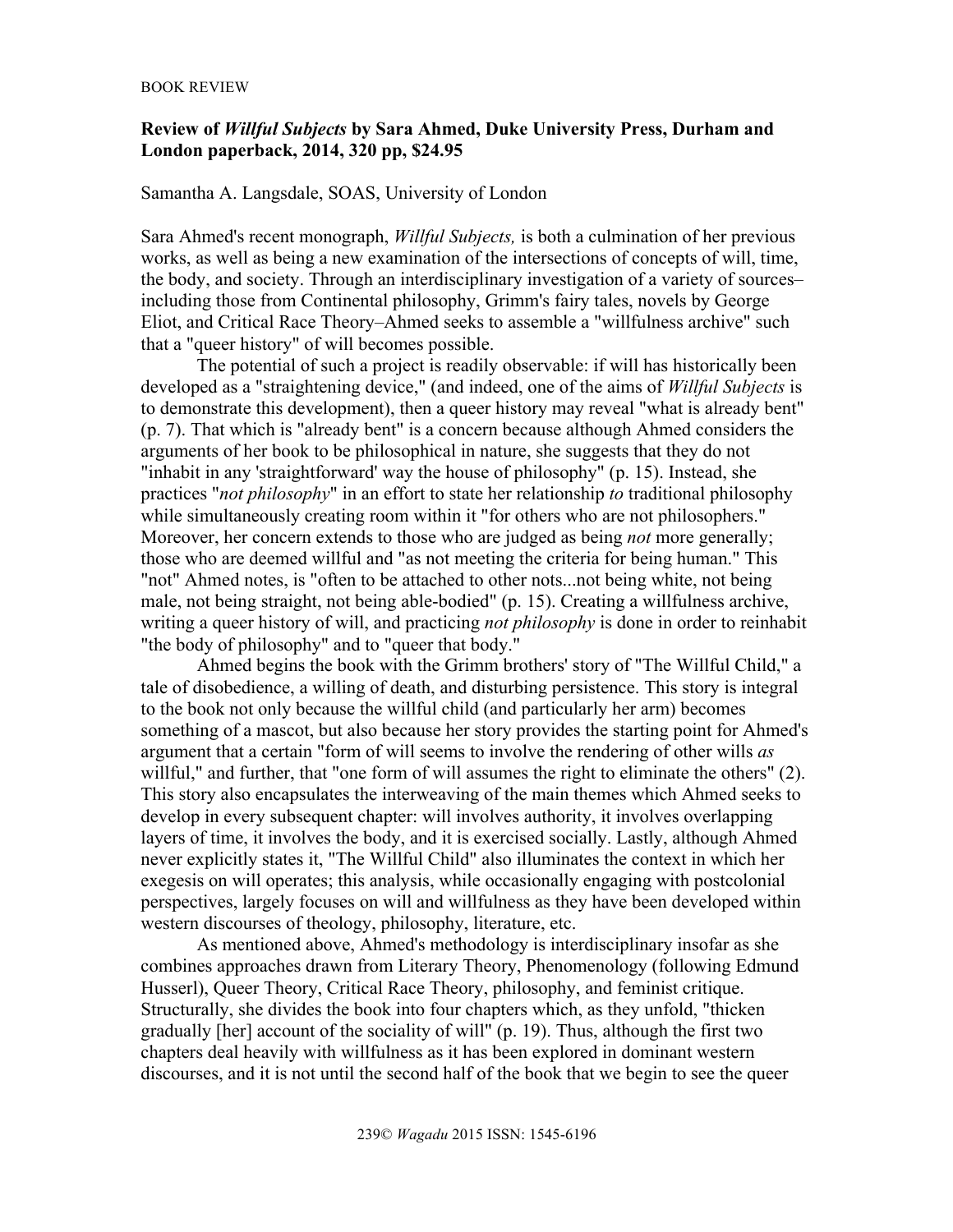BOOK REVIEW

## Review of *Willful Subjects* by Sara Ahmed, Duke University Press, Durham and London paperback, 2014, 320 pp, $24.95

Samantha A. Langsdale, SOAS, University of London

Sara Ahmed's recent monograph, *Willful Subjects,* is both a culmination of her previous works, as well as being a new examination of the intersections of concepts of will, time, the body, and society. Through an interdisciplinary investigation of a variety of sources–including those from Continental philosophy, Grimm's fairy tales, novels by George Eliot, and Critical Race Theory–Ahmed seeks to assemble a "willfulness archive" such that a "queer history" of will becomes possible.

The potential of such a project is readily observable: if will has historically been developed as a "straightening device," (and indeed, one of the aims of *Willful Subjects* is to demonstrate this development), then a queer history may reveal "what is already bent" (p. 7). That which is "already bent" is a concern because although Ahmed considers the arguments of her book to be philosophical in nature, she suggests that they do not "inhabit in any 'straightforward' way the house of philosophy" (p. 15). Instead, she practices "*not philosophy*" in an effort to state her relationship *to* traditional philosophy while simultaneously creating room within it "for others who are not philosophers." Moreover, her concern extends to those who are judged as being *not* more generally; those who are deemed willful and "as not meeting the criteria for being human." This "not" Ahmed notes, is "often to be attached to other nots...not being white, not being male, not being straight, not being able-bodied" (p. 15). Creating a willfulness archive, writing a queer history of will, and practicing *not philosophy* is done in order to reinhabit "the body of philosophy" and to "queer that body."

Ahmed begins the book with the Grimm brothers' story of "The Willful Child," a tale of disobedience, a willing of death, and disturbing persistence. This story is integral to the book not only because the willful child (and particularly her arm) becomes something of a mascot, but also because her story provides the starting point for Ahmed's argument that a certain "form of will seems to involve the rendering of other wills *as* willful," and further, that "one form of will assumes the right to eliminate the others" (2). This story also encapsulates the interweaving of the main themes which Ahmed seeks to develop in every subsequent chapter: will involves authority, it involves overlapping layers of time, it involves the body, and it is exercised socially. Lastly, although Ahmed never explicitly states it, "The Willful Child" also illuminates the context in which her exegesis on will operates; this analysis, while occasionally engaging with postcolonial perspectives, largely focuses on will and willfulness as they have been developed within western discourses of theology, philosophy, literature, etc.

As mentioned above, Ahmed's methodology is interdisciplinary insofar as she combines approaches drawn from Literary Theory, Phenomenology (following Edmund Husserl), Queer Theory, Critical Race Theory, philosophy, and feminist critique. Structurally, she divides the book into four chapters which, as they unfold, "thicken gradually [her] account of the sociality of will" (p. 19). Thus, although the first two chapters deal heavily with willfulness as it has been explored in dominant western discourses, and it is not until the second half of the book that we begin to see the queer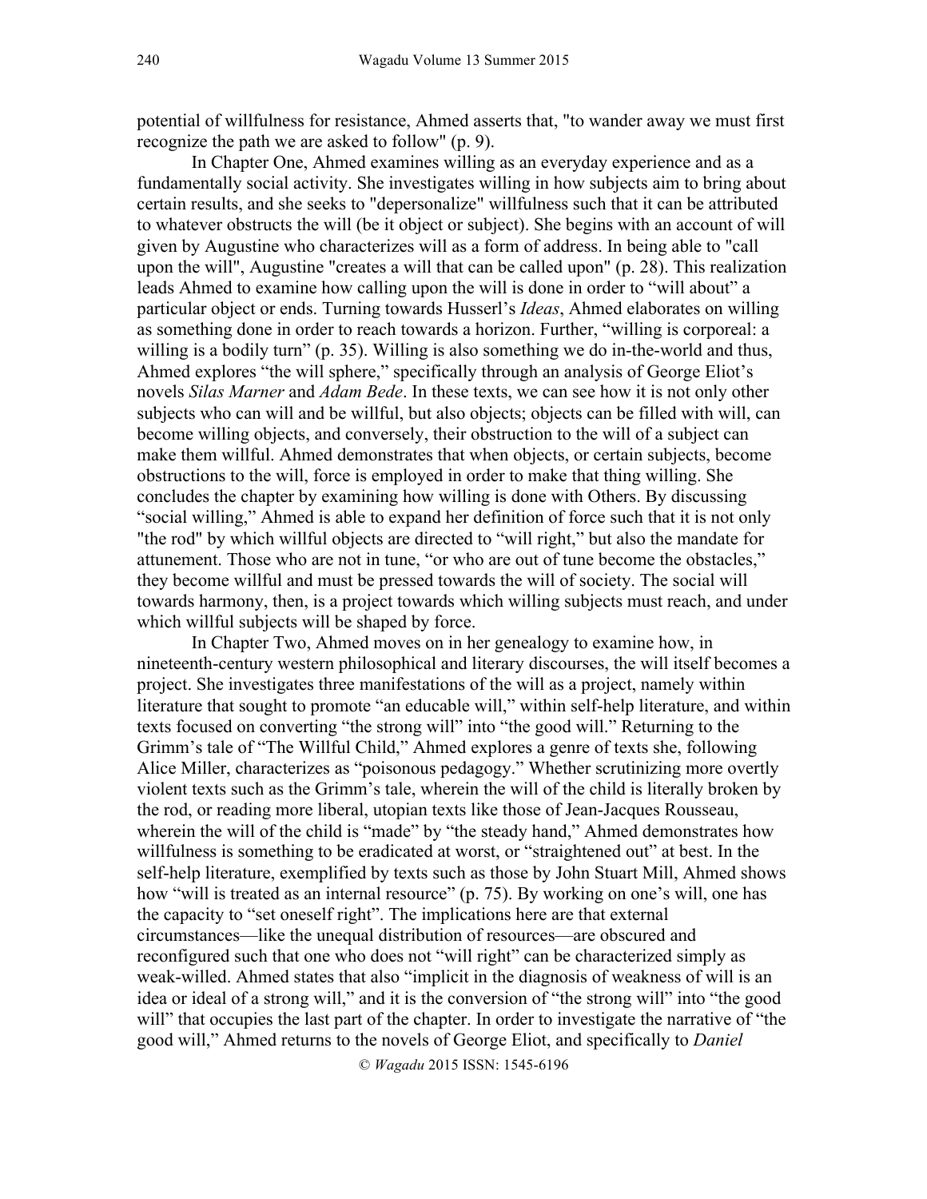potential of willfulness for resistance, Ahmed asserts that, "to wander away we must first recognize the path we are asked to follow" (p. 9).

In Chapter One, Ahmed examines willing as an everyday experience and as a fundamentally social activity. She investigates willing in how subjects aim to bring about certain results, and she seeks to "depersonalize" willfulness such that it can be attributed to whatever obstructs the will (be it object or subject). She begins with an account of will given by Augustine who characterizes will as a form of address. In being able to "call upon the will", Augustine "creates a will that can be called upon" (p. 28). This realization leads Ahmed to examine how calling upon the will is done in order to "will about" a particular object or ends. Turning towards Husserl's *Ideas*, Ahmed elaborates on willing as something done in order to reach towards a horizon. Further, "willing is corporeal: a willing is a bodily turn" (p. 35). Willing is also something we do in-the-world and thus, Ahmed explores "the will sphere," specifically through an analysis of George Eliot's novels *Silas Marner* and *Adam Bede*. In these texts, we can see how it is not only other subjects who can will and be willful, but also objects; objects can be filled with will, can become willing objects, and conversely, their obstruction to the will of a subject can make them willful. Ahmed demonstrates that when objects, or certain subjects, become obstructions to the will, force is employed in order to make that thing willing. She concludes the chapter by examining how willing is done with Others. By discussing "social willing," Ahmed is able to expand her definition of force such that it is not only "the rod" by which willful objects are directed to "will right," but also the mandate for attunement. Those who are not in tune, "or who are out of tune become the obstacles," they become willful and must be pressed towards the will of society. The social will towards harmony, then, is a project towards which willing subjects must reach, and under which willful subjects will be shaped by force.

In Chapter Two, Ahmed moves on in her genealogy to examine how, in nineteenth-century western philosophical and literary discourses, the will itself becomes a project. She investigates three manifestations of the will as a project, namely within literature that sought to promote "an educable will," within self-help literature, and within texts focused on converting "the strong will" into "the good will." Returning to the Grimm's tale of "The Willful Child," Ahmed explores a genre of texts she, following Alice Miller, characterizes as "poisonous pedagogy." Whether scrutinizing more overtly violent texts such as the Grimm's tale, wherein the will of the child is literally broken by the rod, or reading more liberal, utopian texts like those of Jean-Jacques Rousseau, wherein the will of the child is "made" by "the steady hand," Ahmed demonstrates how willfulness is something to be eradicated at worst, or "straightened out" at best. In the self-help literature, exemplified by texts such as those by John Stuart Mill, Ahmed shows how "will is treated as an internal resource" (p. 75). By working on one's will, one has the capacity to "set oneself right". The implications here are that external circumstances—like the unequal distribution of resources—are obscured and reconfigured such that one who does not "will right" can be characterized simply as weak-willed. Ahmed states that also "implicit in the diagnosis of weakness of will is an idea or ideal of a strong will," and it is the conversion of "the strong will" into "the good will" that occupies the last part of the chapter. In order to investigate the narrative of "the good will," Ahmed returns to the novels of George Eliot, and specifically to *Daniel*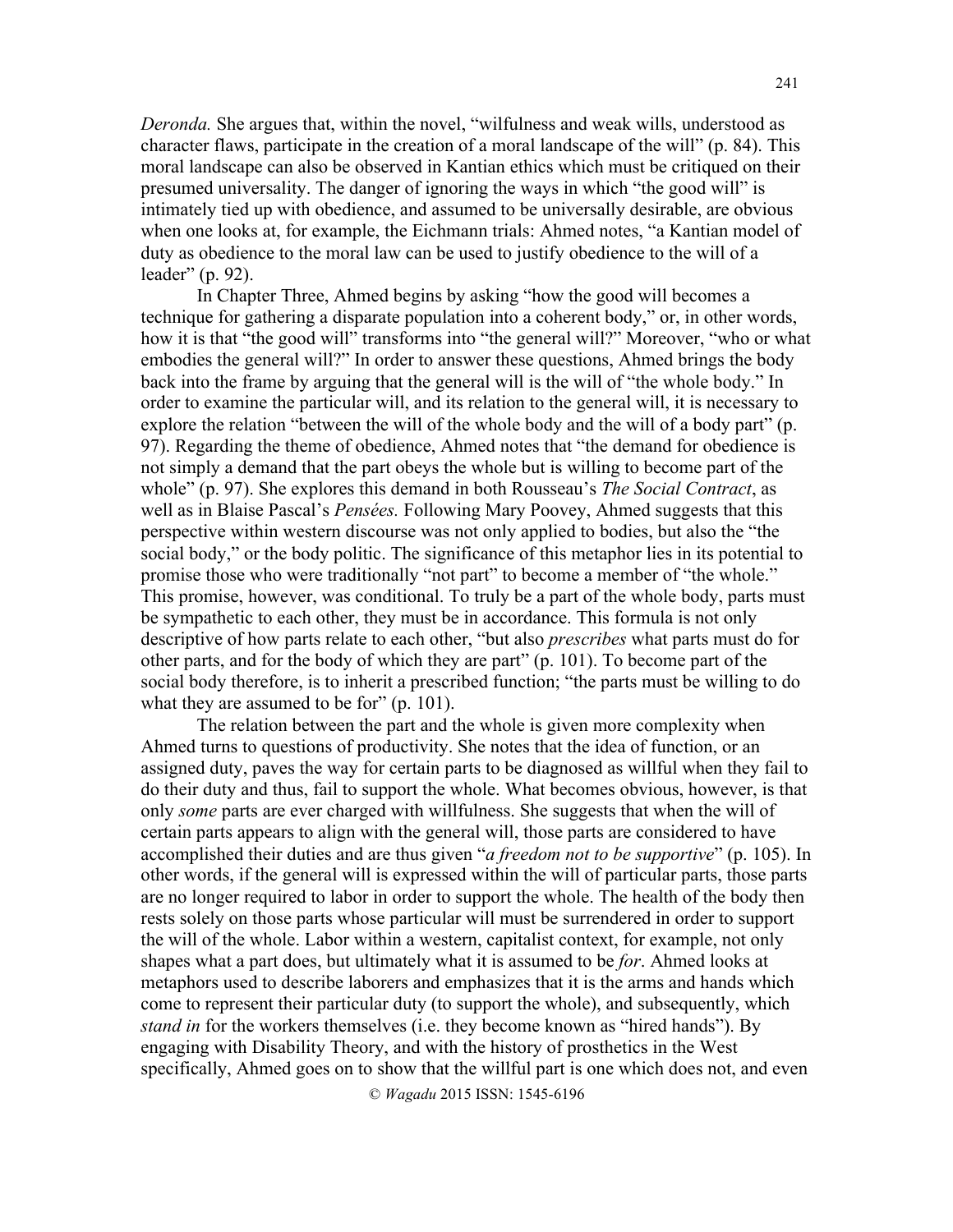*Deronda.* She argues that, within the novel, "wilfulness and weak wills, understood as character flaws, participate in the creation of a moral landscape of the will" (p. 84). This moral landscape can also be observed in Kantian ethics which must be critiqued on their presumed universality. The danger of ignoring the ways in which "the good will" is intimately tied up with obedience, and assumed to be universally desirable, are obvious when one looks at, for example, the Eichmann trials: Ahmed notes, "a Kantian model of duty as obedience to the moral law can be used to justify obedience to the will of a leader" (p. 92).

In Chapter Three, Ahmed begins by asking "how the good will becomes a technique for gathering a disparate population into a coherent body," or, in other words, how it is that "the good will" transforms into "the general will?" Moreover, "who or what embodies the general will?" In order to answer these questions, Ahmed brings the body back into the frame by arguing that the general will is the will of "the whole body." In order to examine the particular will, and its relation to the general will, it is necessary to explore the relation "between the will of the whole body and the will of a body part" (p. 97). Regarding the theme of obedience, Ahmed notes that "the demand for obedience is not simply a demand that the part obeys the whole but is willing to become part of the whole" (p. 97). She explores this demand in both Rousseau's *The Social Contract*, as well as in Blaise Pascal's *Pensées.* Following Mary Poovey, Ahmed suggests that this perspective within western discourse was not only applied to bodies, but also the "the social body," or the body politic. The significance of this metaphor lies in its potential to promise those who were traditionally "not part" to become a member of "the whole." This promise, however, was conditional. To truly be a part of the whole body, parts must be sympathetic to each other, they must be in accordance. This formula is not only descriptive of how parts relate to each other, "but also *prescribes* what parts must do for other parts, and for the body of which they are part" (p. 101). To become part of the social body therefore, is to inherit a prescribed function; "the parts must be willing to do what they are assumed to be for" (p. 101).

The relation between the part and the whole is given more complexity when Ahmed turns to questions of productivity. She notes that the idea of function, or an assigned duty, paves the way for certain parts to be diagnosed as willful when they fail to do their duty and thus, fail to support the whole. What becomes obvious, however, is that only *some* parts are ever charged with willfulness. She suggests that when the will of certain parts appears to align with the general will, those parts are considered to have accomplished their duties and are thus given "*a freedom not to be supportive*" (p. 105). In other words, if the general will is expressed within the will of particular parts, those parts are no longer required to labor in order to support the whole. The health of the body then rests solely on those parts whose particular will must be surrendered in order to support the will of the whole. Labor within a western, capitalist context, for example, not only shapes what a part does, but ultimately what it is assumed to be *for*. Ahmed looks at metaphors used to describe laborers and emphasizes that it is the arms and hands which come to represent their particular duty (to support the whole), and subsequently, which *stand in* for the workers themselves (i.e. they become known as "hired hands"). By engaging with Disability Theory, and with the history of prosthetics in the West specifically, Ahmed goes on to show that the willful part is one which does not, and even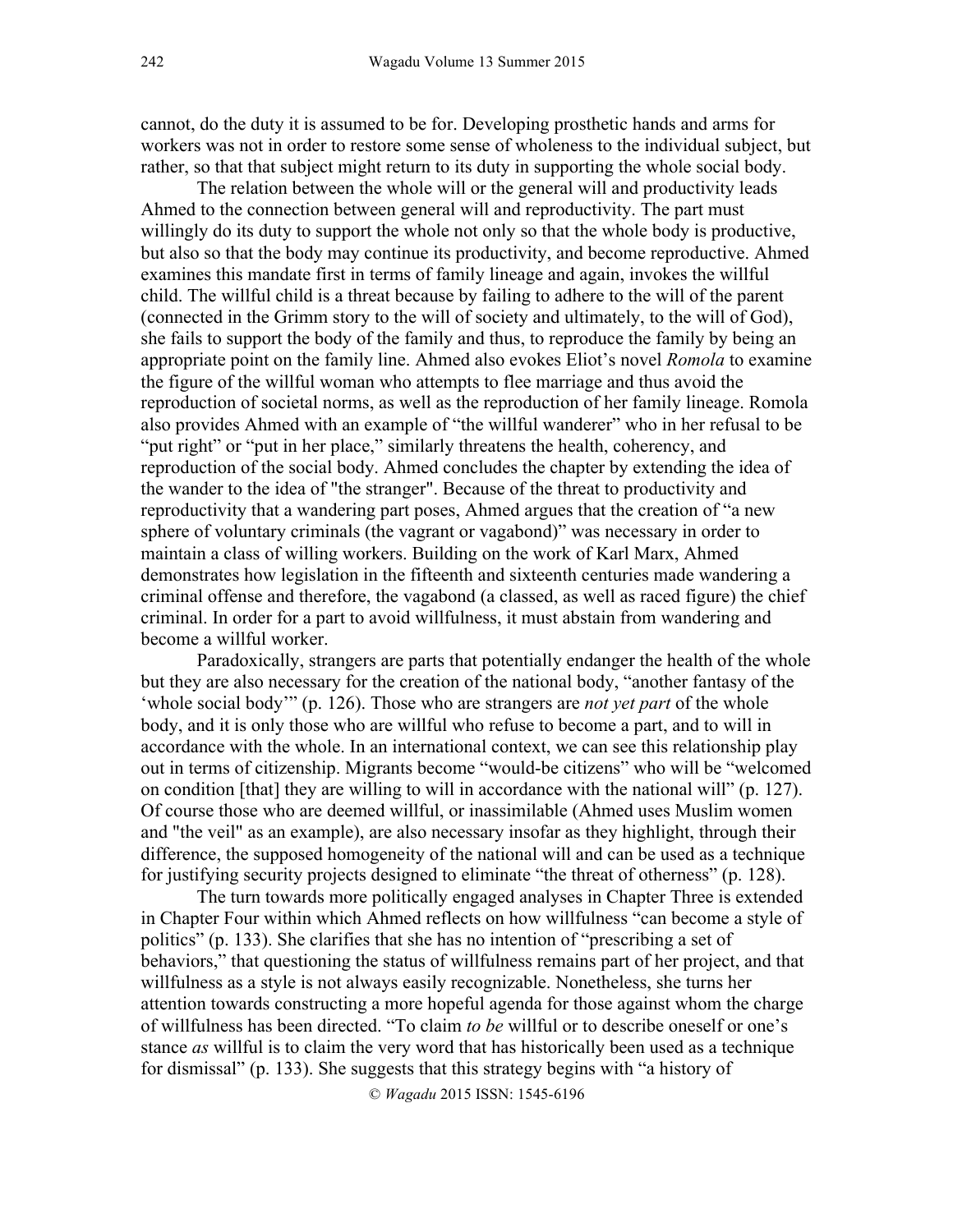cannot, do the duty it is assumed to be for. Developing prosthetic hands and arms for workers was not in order to restore some sense of wholeness to the individual subject, but rather, so that that subject might return to its duty in supporting the whole social body.

The relation between the whole will or the general will and productivity leads Ahmed to the connection between general will and reproductivity. The part must willingly do its duty to support the whole not only so that the whole body is productive, but also so that the body may continue its productivity, and become reproductive. Ahmed examines this mandate first in terms of family lineage and again, invokes the willful child. The willful child is a threat because by failing to adhere to the will of the parent (connected in the Grimm story to the will of society and ultimately, to the will of God), she fails to support the body of the family and thus, to reproduce the family by being an appropriate point on the family line. Ahmed also evokes Eliot's novel *Romola* to examine the figure of the willful woman who attempts to flee marriage and thus avoid the reproduction of societal norms, as well as the reproduction of her family lineage. Romola also provides Ahmed with an example of "the willful wanderer" who in her refusal to be "put right" or "put in her place," similarly threatens the health, coherency, and reproduction of the social body. Ahmed concludes the chapter by extending the idea of the wander to the idea of "the stranger". Because of the threat to productivity and reproductivity that a wandering part poses, Ahmed argues that the creation of "a new sphere of voluntary criminals (the vagrant or vagabond)" was necessary in order to maintain a class of willing workers. Building on the work of Karl Marx, Ahmed demonstrates how legislation in the fifteenth and sixteenth centuries made wandering a criminal offense and therefore, the vagabond (a classed, as well as raced figure) the chief criminal. In order for a part to avoid willfulness, it must abstain from wandering and become a willful worker.

Paradoxically, strangers are parts that potentially endanger the health of the whole but they are also necessary for the creation of the national body, "another fantasy of the 'whole social body'" (p. 126). Those who are strangers are *not yet part* of the whole body, and it is only those who are willful who refuse to become a part, and to will in accordance with the whole. In an international context, we can see this relationship play out in terms of citizenship. Migrants become "would-be citizens" who will be "welcomed on condition [that] they are willing to will in accordance with the national will" (p. 127). Of course those who are deemed willful, or inassimilable (Ahmed uses Muslim women and "the veil" as an example), are also necessary insofar as they highlight, through their difference, the supposed homogeneity of the national will and can be used as a technique for justifying security projects designed to eliminate "the threat of otherness" (p. 128).

The turn towards more politically engaged analyses in Chapter Three is extended in Chapter Four within which Ahmed reflects on how willfulness "can become a style of politics" (p. 133). She clarifies that she has no intention of "prescribing a set of behaviors," that questioning the status of willfulness remains part of her project, and that willfulness as a style is not always easily recognizable. Nonetheless, she turns her attention towards constructing a more hopeful agenda for those against whom the charge of willfulness has been directed. "To claim *to be* willful or to describe oneself or one's stance *as* willful is to claim the very word that has historically been used as a technique for dismissal" (p. 133). She suggests that this strategy begins with "a history of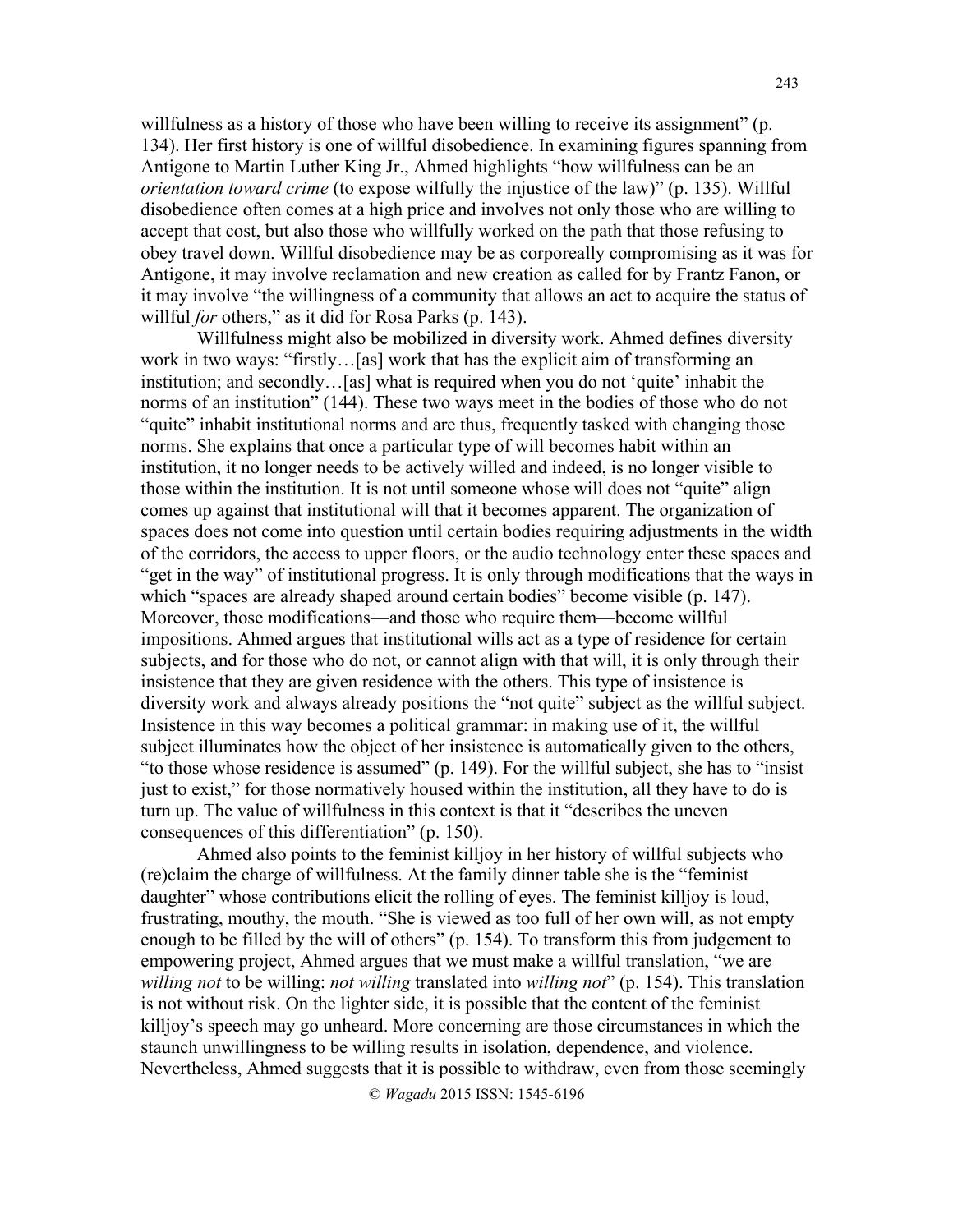willfulness as a history of those who have been willing to receive its assignment" (p. 134). Her first history is one of willful disobedience. In examining figures spanning from Antigone to Martin Luther King Jr., Ahmed highlights "how willfulness can be an *orientation toward crime* (to expose wilfully the injustice of the law)" (p. 135). Willful disobedience often comes at a high price and involves not only those who are willing to accept that cost, but also those who willfully worked on the path that those refusing to obey travel down. Willful disobedience may be as corporeally compromising as it was for Antigone, it may involve reclamation and new creation as called for by Frantz Fanon, or it may involve "the willingness of a community that allows an act to acquire the status of willful *for* others," as it did for Rosa Parks (p. 143).

Willfulness might also be mobilized in diversity work. Ahmed defines diversity work in two ways: "firstly…[as] work that has the explicit aim of transforming an institution; and secondly…[as] what is required when you do not 'quite' inhabit the norms of an institution" (144). These two ways meet in the bodies of those who do not "quite" inhabit institutional norms and are thus, frequently tasked with changing those norms. She explains that once a particular type of will becomes habit within an institution, it no longer needs to be actively willed and indeed, is no longer visible to those within the institution. It is not until someone whose will does not "quite" align comes up against that institutional will that it becomes apparent. The organization of spaces does not come into question until certain bodies requiring adjustments in the width of the corridors, the access to upper floors, or the audio technology enter these spaces and "get in the way" of institutional progress. It is only through modifications that the ways in which "spaces are already shaped around certain bodies" become visible (p. 147). Moreover, those modifications—and those who require them—become willful impositions. Ahmed argues that institutional wills act as a type of residence for certain subjects, and for those who do not, or cannot align with that will, it is only through their insistence that they are given residence with the others. This type of insistence is diversity work and always already positions the "not quite" subject as the willful subject. Insistence in this way becomes a political grammar: in making use of it, the willful subject illuminates how the object of her insistence is automatically given to the others, "to those whose residence is assumed" (p. 149). For the willful subject, she has to "insist just to exist," for those normatively housed within the institution, all they have to do is turn up. The value of willfulness in this context is that it "describes the uneven consequences of this differentiation" (p. 150).

Ahmed also points to the feminist killjoy in her history of willful subjects who (re)claim the charge of willfulness. At the family dinner table she is the "feminist daughter" whose contributions elicit the rolling of eyes. The feminist killjoy is loud, frustrating, mouthy, the mouth. "She is viewed as too full of her own will, as not empty enough to be filled by the will of others" (p. 154). To transform this from judgement to empowering project, Ahmed argues that we must make a willful translation, "we are *willing not* to be willing: *not willing* translated into *willing not*" (p. 154). This translation is not without risk. On the lighter side, it is possible that the content of the feminist killjoy's speech may go unheard. More concerning are those circumstances in which the staunch unwillingness to be willing results in isolation, dependence, and violence. Nevertheless, Ahmed suggests that it is possible to withdraw, even from those seemingly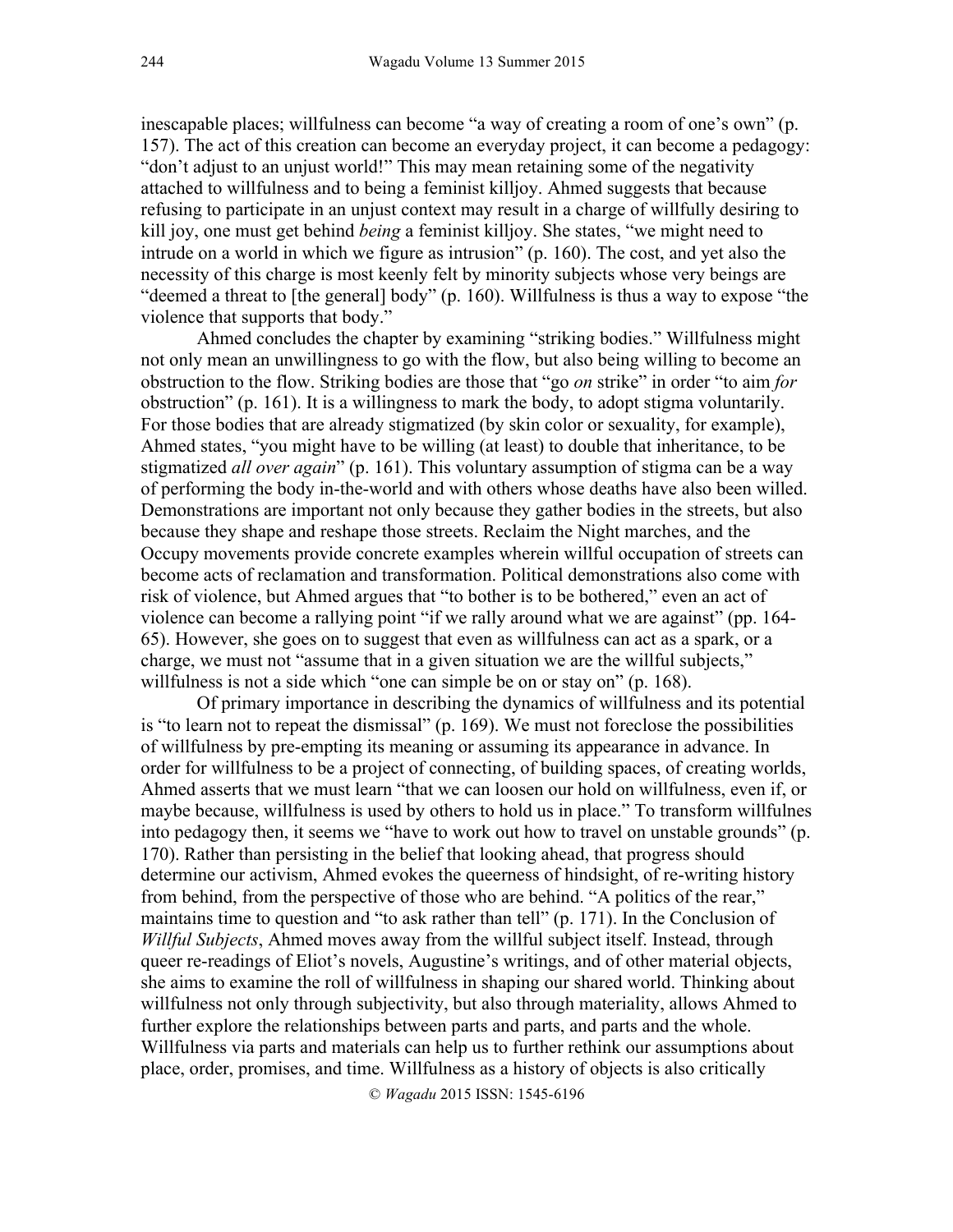inescapable places; willfulness can become "a way of creating a room of one's own" (p. 157). The act of this creation can become an everyday project, it can become a pedagogy: "don't adjust to an unjust world!" This may mean retaining some of the negativity attached to willfulness and to being a feminist killjoy. Ahmed suggests that because refusing to participate in an unjust context may result in a charge of willfully desiring to kill joy, one must get behind *being* a feminist killjoy. She states, "we might need to intrude on a world in which we figure as intrusion" (p. 160). The cost, and yet also the necessity of this charge is most keenly felt by minority subjects whose very beings are "deemed a threat to [the general] body" (p. 160). Willfulness is thus a way to expose "the violence that supports that body."

Ahmed concludes the chapter by examining "striking bodies." Willfulness might not only mean an unwillingness to go with the flow, but also being willing to become an obstruction to the flow. Striking bodies are those that "go *on* strike" in order "to aim *for* obstruction" (p. 161). It is a willingness to mark the body, to adopt stigma voluntarily. For those bodies that are already stigmatized (by skin color or sexuality, for example), Ahmed states, "you might have to be willing (at least) to double that inheritance, to be stigmatized *all over again*" (p. 161). This voluntary assumption of stigma can be a way of performing the body in-the-world and with others whose deaths have also been willed. Demonstrations are important not only because they gather bodies in the streets, but also because they shape and reshape those streets. Reclaim the Night marches, and the Occupy movements provide concrete examples wherein willful occupation of streets can become acts of reclamation and transformation. Political demonstrations also come with risk of violence, but Ahmed argues that "to bother is to be bothered," even an act of violence can become a rallying point "if we rally around what we are against" (pp. 164-65). However, she goes on to suggest that even as willfulness can act as a spark, or a charge, we must not "assume that in a given situation we are the willful subjects," willfulness is not a side which "one can simple be on or stay on" (p. 168).

Of primary importance in describing the dynamics of willfulness and its potential is "to learn not to repeat the dismissal" (p. 169). We must not foreclose the possibilities of willfulness by pre-empting its meaning or assuming its appearance in advance. In order for willfulness to be a project of connecting, of building spaces, of creating worlds, Ahmed asserts that we must learn "that we can loosen our hold on willfulness, even if, or maybe because, willfulness is used by others to hold us in place." To transform willfulnes into pedagogy then, it seems we "have to work out how to travel on unstable grounds" (p. 170). Rather than persisting in the belief that looking ahead, that progress should determine our activism, Ahmed evokes the queerness of hindsight, of re-writing history from behind, from the perspective of those who are behind. "A politics of the rear," maintains time to question and "to ask rather than tell" (p. 171). In the Conclusion of *Willful Subjects*, Ahmed moves away from the willful subject itself. Instead, through queer re-readings of Eliot's novels, Augustine's writings, and of other material objects, she aims to examine the roll of willfulness in shaping our shared world. Thinking about willfulness not only through subjectivity, but also through materiality, allows Ahmed to further explore the relationships between parts and parts, and parts and the whole. Willfulness via parts and materials can help us to further rethink our assumptions about place, order, promises, and time. Willfulness as a history of objects is also critically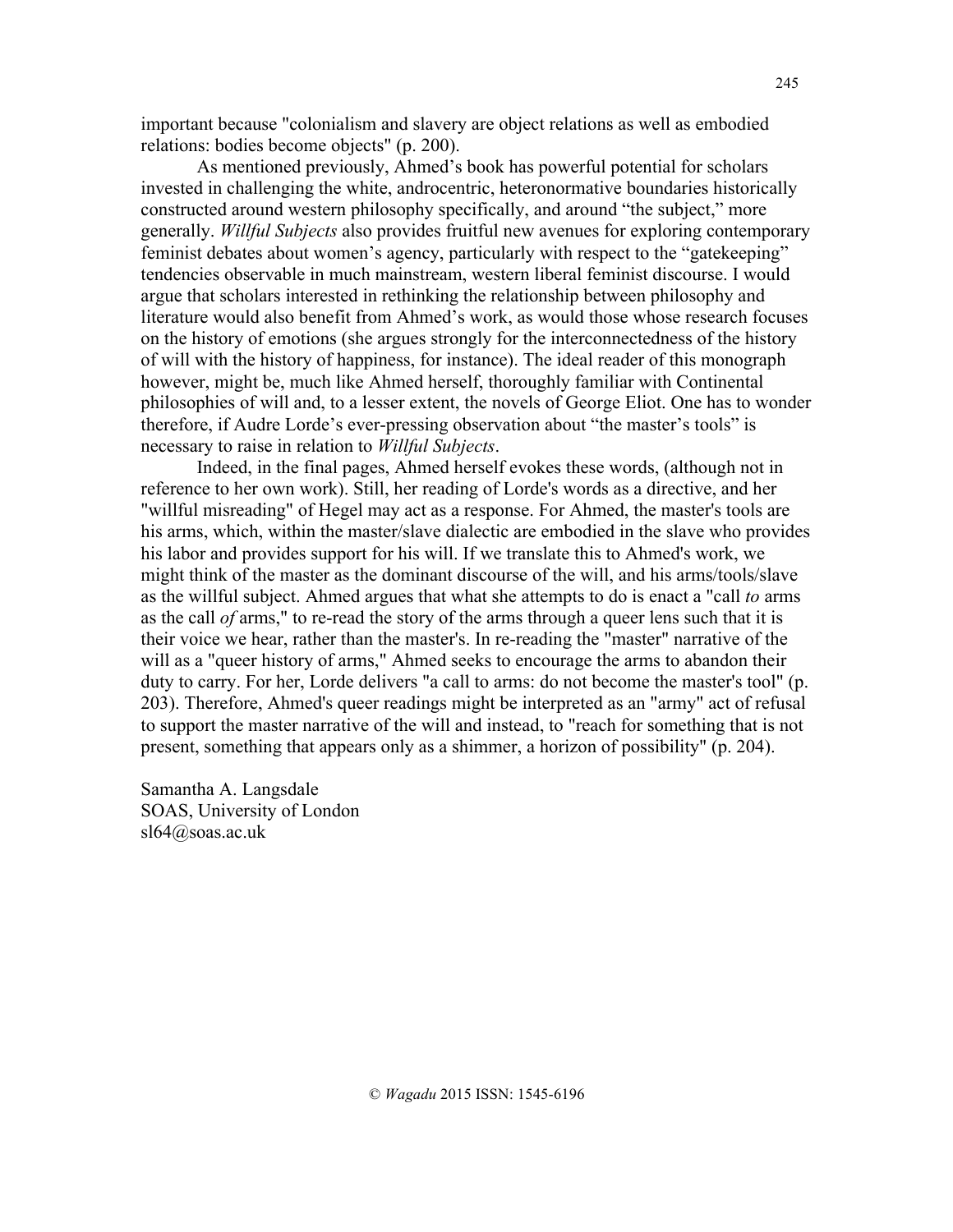important because "colonialism and slavery are object relations as well as embodied relations: bodies become objects" (p. 200).

As mentioned previously, Ahmed's book has powerful potential for scholars invested in challenging the white, androcentric, heteronormative boundaries historically constructed around western philosophy specifically, and around "the subject," more generally. *Willful Subjects* also provides fruitful new avenues for exploring contemporary feminist debates about women's agency, particularly with respect to the "gatekeeping" tendencies observable in much mainstream, western liberal feminist discourse. I would argue that scholars interested in rethinking the relationship between philosophy and literature would also benefit from Ahmed's work, as would those whose research focuses on the history of emotions (she argues strongly for the interconnectedness of the history of will with the history of happiness, for instance). The ideal reader of this monograph however, might be, much like Ahmed herself, thoroughly familiar with Continental philosophies of will and, to a lesser extent, the novels of George Eliot. One has to wonder therefore, if Audre Lorde's ever-pressing observation about "the master's tools" is necessary to raise in relation to *Willful Subjects*.

Indeed, in the final pages, Ahmed herself evokes these words, (although not in reference to her own work). Still, her reading of Lorde's words as a directive, and her "willful misreading" of Hegel may act as a response. For Ahmed, the master's tools are his arms, which, within the master/slave dialectic are embodied in the slave who provides his labor and provides support for his will. If we translate this to Ahmed's work, we might think of the master as the dominant discourse of the will, and his arms/tools/slave as the willful subject. Ahmed argues that what she attempts to do is enact a "call *to* arms as the call *of* arms," to re-read the story of the arms through a queer lens such that it is their voice we hear, rather than the master's. In re-reading the "master" narrative of the will as a "queer history of arms," Ahmed seeks to encourage the arms to abandon their duty to carry. For her, Lorde delivers "a call to arms: do not become the master's tool" (p. 203). Therefore, Ahmed's queer readings might be interpreted as an "army" act of refusal to support the master narrative of the will and instead, to "reach for something that is not present, something that appears only as a shimmer, a horizon of possibility" (p. 204).

Samantha A. Langsdale
SOAS, University of London
sl64@soas.ac.uk